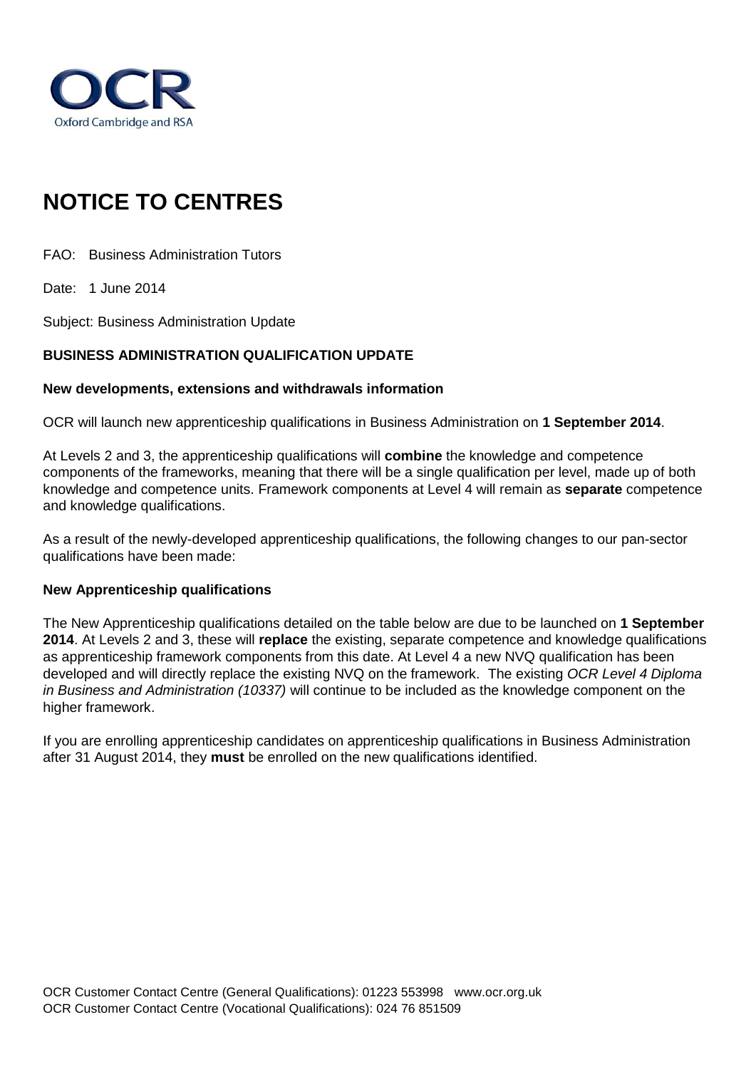# NOTICE TO CENTRES

FAO: Business Administration Tutors

Date: 1 June 2014

Subject: Business Administration Update

**BUSINESS ADMINISTRATION QUALIFICATION UPDATE**

**New developments, extensions and withdrawals information**

OCR will launch new apprenticeship qualifications in Business Administration on **1 September 2014**.

At Levels 2 and 3, the apprenticeship qualifications will **combine** the knowledge and competence components of the frameworks, meaning that there will be a single qualification per level, made up of both knowledge and competence units. Framework components at Level 4 will remain as **separate** competence and knowledge qualifications.

As a result of the newly-developed apprenticeship qualifications, the following changes to our pan-sector qualifications have been made:

**New Apprenticeship qualifications**

The New Apprenticeship qualifications detailed on the table below are due to be launched on **1 September 2014**. At Levels 2 and 3, these will **replace** the existing, separate competence and knowledge qualifications as apprenticeship framework components from this date. At Level 4 a new NVQ qualification has been developed and will directly replace the existing NVQ on the framework. The existing *OCR Level 4 Diploma in Business and Administration (10337)* will continue to be included as the knowledge component on the higher framework.

If you are enrolling apprenticeship candidates on apprenticeship qualifications in Business Administration after 31 August 2014, they **must** be enrolled on the new qualifications identified.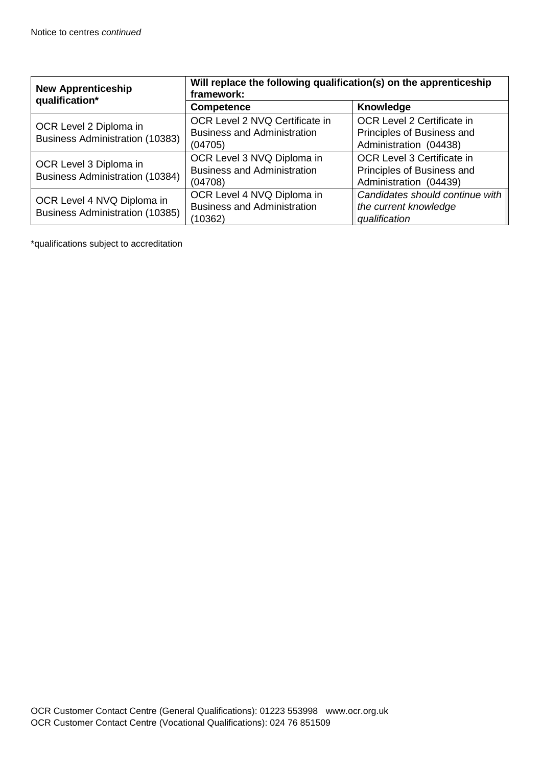Notice to centres *continued*

| **New Apprenticeship qualification*** | **Will replace the following qualification(s) on the apprenticeship framework:** | |
|---|---|---|
| | **Competence** | **Knowledge** |
| OCR Level 2 Diploma in Business Administration (10383) | OCR Level 2 NVQ Certificate in Business and Administration (04705) | OCR Level 2 Certificate in Principles of Business and Administration (04438) |
| OCR Level 3 Diploma in Business Administration (10384) | OCR Level 3 NVQ Diploma in Business and Administration (04708) | OCR Level 3 Certificate in Principles of Business and Administration (04439) |
| OCR Level 4 NVQ Diploma in Business Administration (10385) | OCR Level 4 NVQ Diploma in Business and Administration (10362) | *Candidates should continue with the current knowledge qualification* |

*qualifications subject to accreditation

OCR Customer Contact Centre (General Qualifications): 01223 553998 www.ocr.org.uk
OCR Customer Contact Centre (Vocational Qualifications): 024 76 851509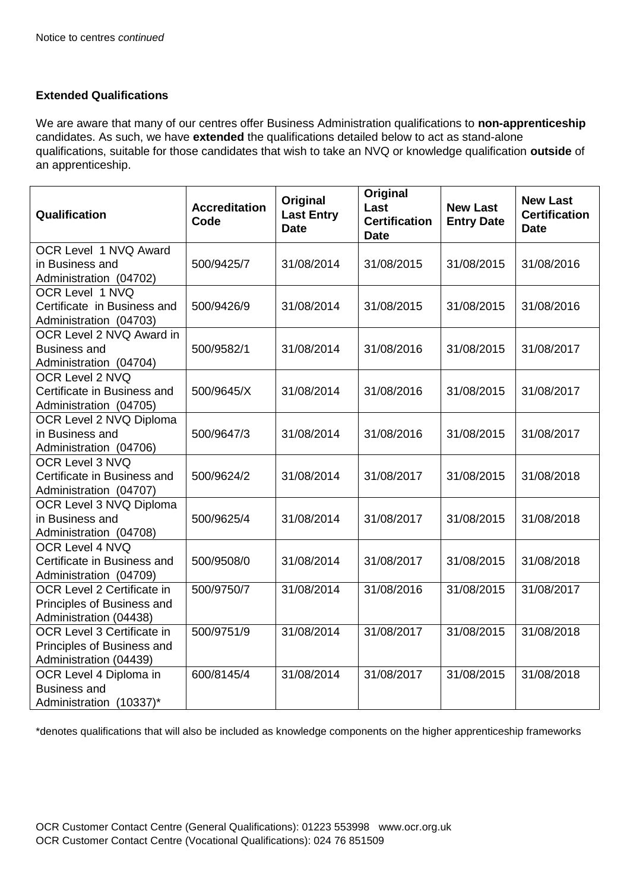Notice to centres *continued*

### Extended Qualifications

We are aware that many of our centres offer Business Administration qualifications to **non-apprenticeship** candidates. As such, we have **extended** the qualifications detailed below to act as stand-alone qualifications, suitable for those candidates that wish to take an NVQ or knowledge qualification **outside** of an apprenticeship.

| Qualification | Accreditation Code | Original Last Entry Date | Original Last Certification Date | New Last Entry Date | New Last Certification Date |
|---|---|---|---|---|---|
| OCR Level 1 NVQ Award in Business and Administration (04702) | 500/9425/7 | 31/08/2014 | 31/08/2015 | 31/08/2015 | 31/08/2016 |
| OCR Level 1 NVQ Certificate in Business and Administration (04703) | 500/9426/9 | 31/08/2014 | 31/08/2015 | 31/08/2015 | 31/08/2016 |
| OCR Level 2 NVQ Award in Business and Administration (04704) | 500/9582/1 | 31/08/2014 | 31/08/2016 | 31/08/2015 | 31/08/2017 |
| OCR Level 2 NVQ Certificate in Business and Administration (04705) | 500/9645/X | 31/08/2014 | 31/08/2016 | 31/08/2015 | 31/08/2017 |
| OCR Level 2 NVQ Diploma in Business and Administration (04706) | 500/9647/3 | 31/08/2014 | 31/08/2016 | 31/08/2015 | 31/08/2017 |
| OCR Level 3 NVQ Certificate in Business and Administration (04707) | 500/9624/2 | 31/08/2014 | 31/08/2017 | 31/08/2015 | 31/08/2018 |
| OCR Level 3 NVQ Diploma in Business and Administration (04708) | 500/9625/4 | 31/08/2014 | 31/08/2017 | 31/08/2015 | 31/08/2018 |
| OCR Level 4 NVQ Certificate in Business and Administration (04709) | 500/9508/0 | 31/08/2014 | 31/08/2017 | 31/08/2015 | 31/08/2018 |
| OCR Level 2 Certificate in Principles of Business and Administration (04438) | 500/9750/7 | 31/08/2014 | 31/08/2016 | 31/08/2015 | 31/08/2017 |
| OCR Level 3 Certificate in Principles of Business and Administration (04439) | 500/9751/9 | 31/08/2014 | 31/08/2017 | 31/08/2015 | 31/08/2018 |
| OCR Level 4 Diploma in Business and Administration (10337)* | 600/8145/4 | 31/08/2014 | 31/08/2017 | 31/08/2015 | 31/08/2018 |

*denotes qualifications that will also be included as knowledge components on the higher apprenticeship frameworks

OCR Customer Contact Centre (General Qualifications): 01223 553998 www.ocr.org.uk
OCR Customer Contact Centre (Vocational Qualifications): 024 76 851509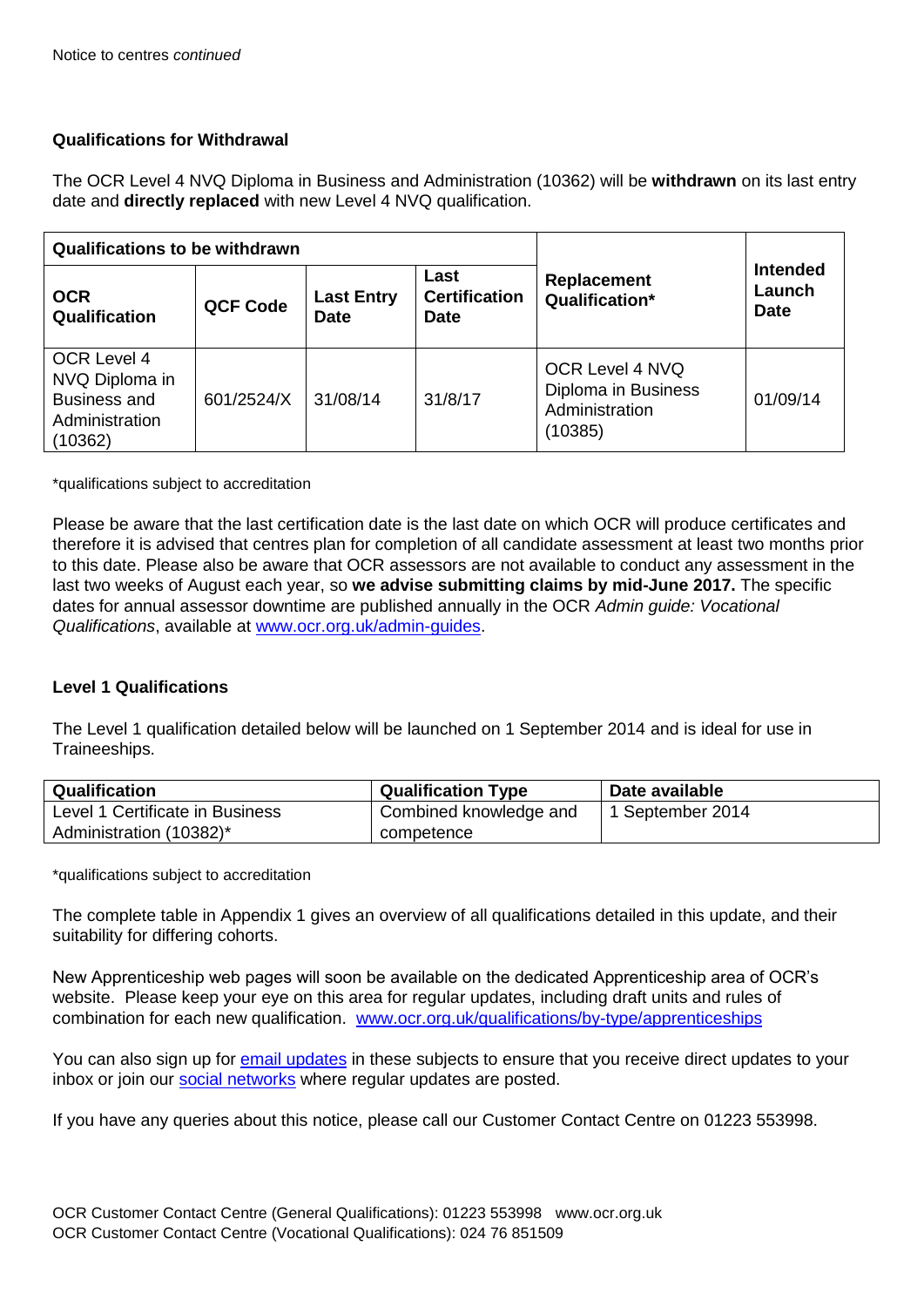Notice to centres *continued*

### Qualifications for Withdrawal

The OCR Level 4 NVQ Diploma in Business and Administration (10362) will be **withdrawn** on its last entry date and **directly replaced** with new Level 4 NVQ qualification.

| **Qualifications to be withdrawn** | | | | **Replacement Qualification*** | **Intended Launch Date** |
|---|---|---|---|---|---|
| **OCR Qualification** | **QCF Code** | **Last Entry Date** | **Last Certification Date** | | |
| OCR Level 4 NVQ Diploma in Business and Administration (10362) | 601/2524/X | 31/08/14 | 31/8/17 | OCR Level 4 NVQ Diploma in Business Administration (10385) | 01/09/14 |

*qualifications subject to accreditation

Please be aware that the last certification date is the last date on which OCR will produce certificates and therefore it is advised that centres plan for completion of all candidate assessment at least two months prior to this date. Please also be aware that OCR assessors are not available to conduct any assessment in the last two weeks of August each year, so **we advise submitting claims by mid-June 2017.** The specific dates for annual assessor downtime are published annually in the OCR *Admin guide: Vocational Qualifications*, available at [www.ocr.org.uk/admin-guides](www.ocr.org.uk/admin-guides).

### Level 1 Qualifications

The Level 1 qualification detailed below will be launched on 1 September 2014 and is ideal for use in Traineeships.

| Qualification | Qualification Type | Date available |
|---|---|---|
| Level 1 Certificate in Business Administration (10382)* | Combined knowledge and competence | 1 September 2014 |

*qualifications subject to accreditation

The complete table in Appendix 1 gives an overview of all qualifications detailed in this update, and their suitability for differing cohorts.

New Apprenticeship web pages will soon be available on the dedicated Apprenticeship area of OCR's website. Please keep your eye on this area for regular updates, including draft units and rules of combination for each new qualification. [www.ocr.org.uk/qualifications/by-type/apprenticeships](www.ocr.org.uk/qualifications/by-type/apprenticeships)

You can also sign up for email updates in these subjects to ensure that you receive direct updates to your inbox or join our social networks where regular updates are posted.

If you have any queries about this notice, please call our Customer Contact Centre on 01223 553998.

OCR Customer Contact Centre (General Qualifications): 01223 553998 www.ocr.org.uk
OCR Customer Contact Centre (Vocational Qualifications): 024 76 851509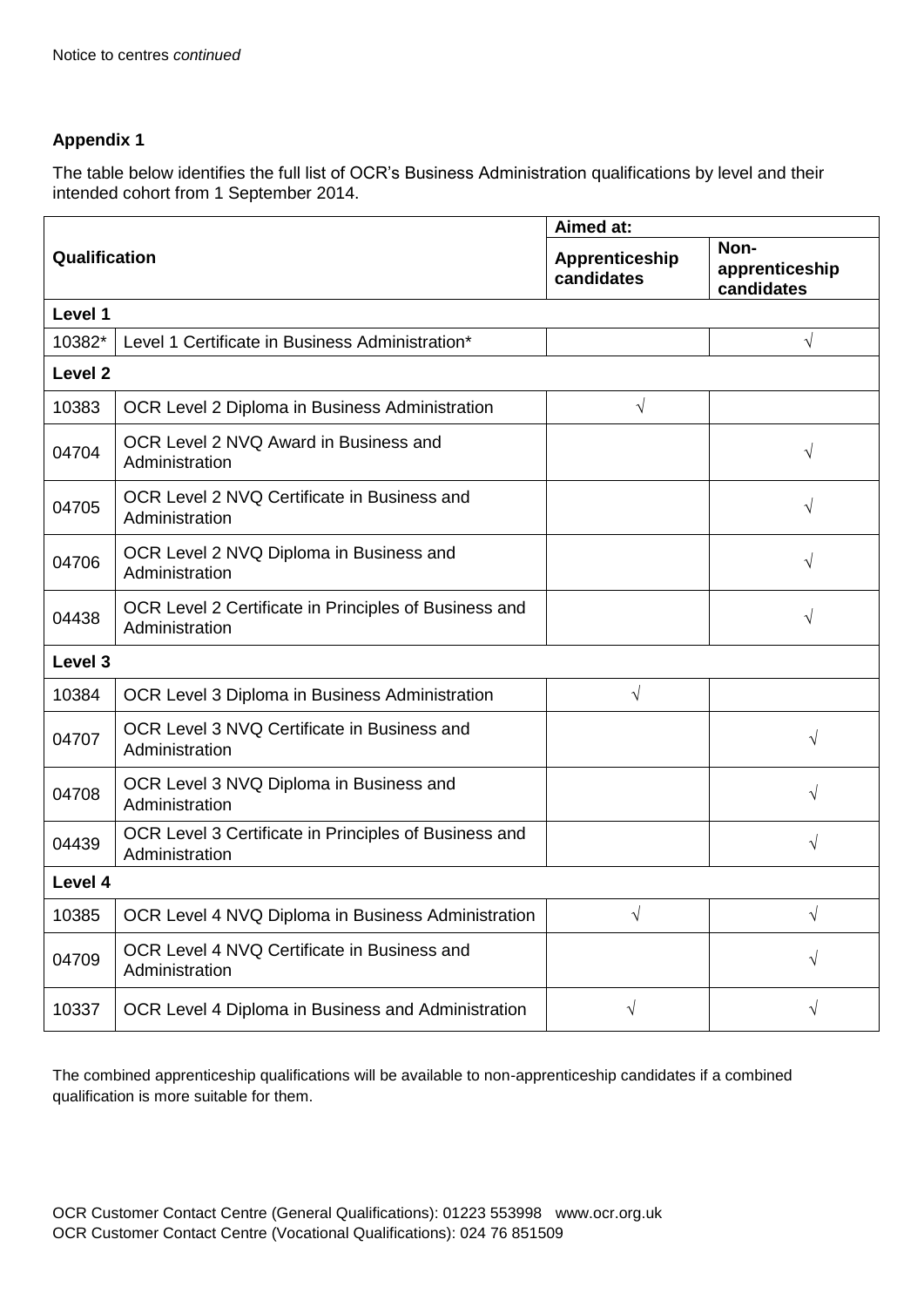Notice to centres *continued*

**Appendix 1**

The table below identifies the full list of OCR's Business Administration qualifications by level and their intended cohort from 1 September 2014.

| Qualification | | Aimed at: | |
|---|---|---|---|
| | | **Apprenticeship candidates** | **Non-apprenticeship candidates** |
| **Level 1** | | | |
| 10382* | Level 1 Certificate in Business Administration* | | √ |
| **Level 2** | | | |
| 10383 | OCR Level 2 Diploma in Business Administration | √ | |
| 04704 | OCR Level 2 NVQ Award in Business and Administration | | √ |
| 04705 | OCR Level 2 NVQ Certificate in Business and Administration | | √ |
| 04706 | OCR Level 2 NVQ Diploma in Business and Administration | | √ |
| 04438 | OCR Level 2 Certificate in Principles of Business and Administration | | √ |
| **Level 3** | | | |
| 10384 | OCR Level 3 Diploma in Business Administration | √ | |
| 04707 | OCR Level 3 NVQ Certificate in Business and Administration | | √ |
| 04708 | OCR Level 3 NVQ Diploma in Business and Administration | | √ |
| 04439 | OCR Level 3 Certificate in Principles of Business and Administration | | √ |
| **Level 4** | | | |
| 10385 | OCR Level 4 NVQ Diploma in Business Administration | √ | √ |
| 04709 | OCR Level 4 NVQ Certificate in Business and Administration | | √ |
| 10337 | OCR Level 4 Diploma in Business and Administration | √ | √ |

The combined apprenticeship qualifications will be available to non-apprenticeship candidates if a combined qualification is more suitable for them.

OCR Customer Contact Centre (General Qualifications): 01223 553998 www.ocr.org.uk
OCR Customer Contact Centre (Vocational Qualifications): 024 76 851509